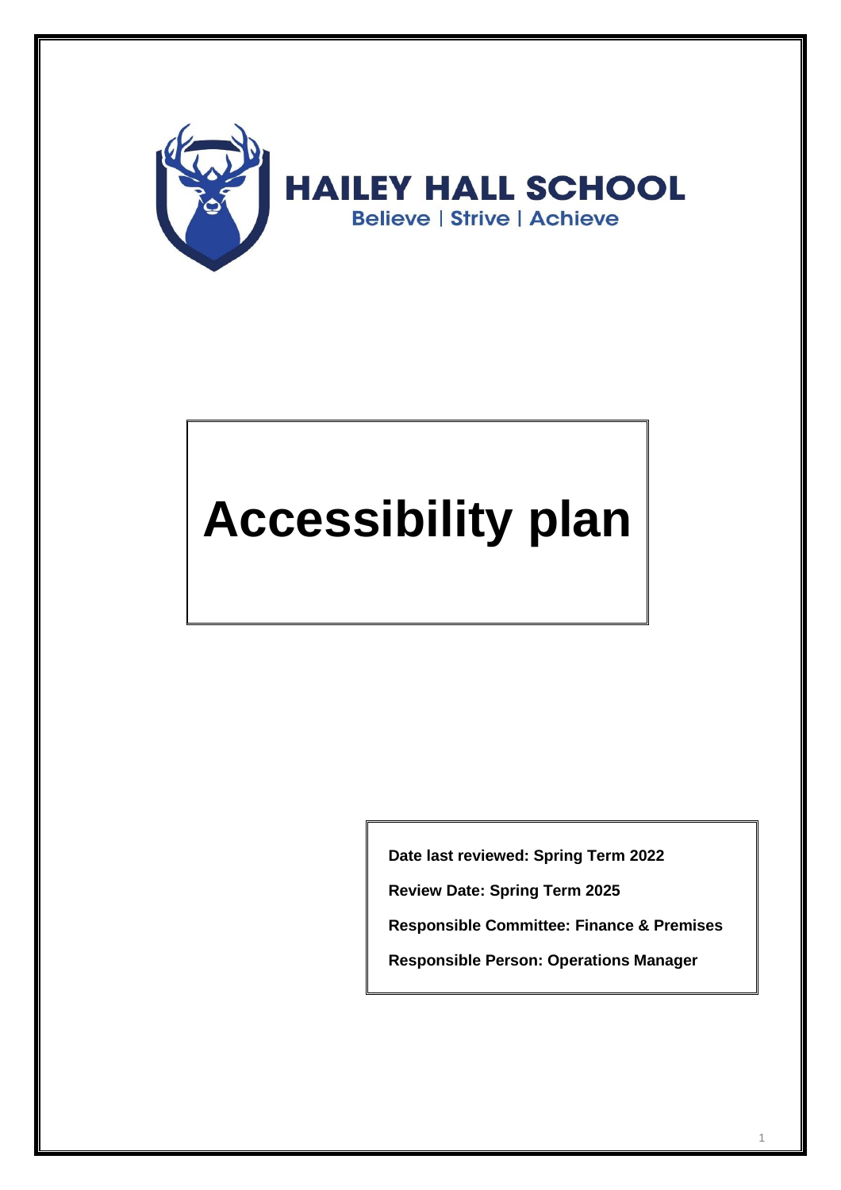HAILEY HALL SCHOOL

Believe | Strive | Achieve

# Accessibility plan

**Date last reviewed: Spring Term 2022**

**Review Date: Spring Term 2025**

**Responsible Committee: Finance & Premises**

**Responsible Person: Operations Manager**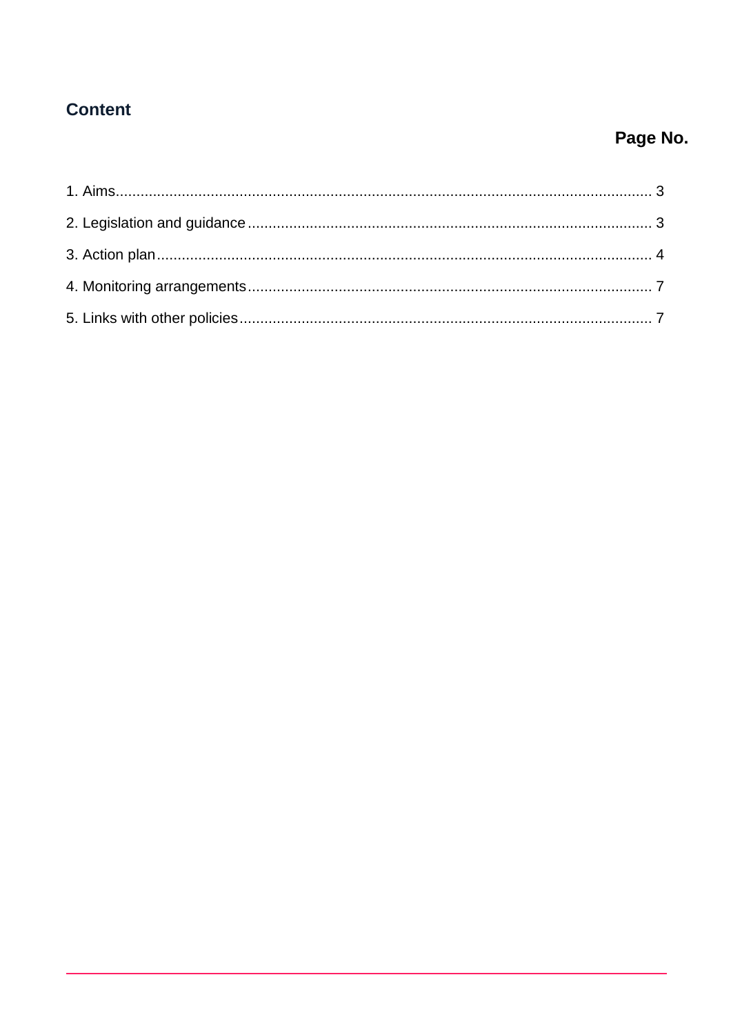## Content

**Page No.**

1. Aims................................................................................................................................ 3
2. Legislation and guidance ................................................................................................ 3
3. Action plan...................................................................................................................... 4
4. Monitoring arrangements ................................................................................................ 7
5. Links with other policies .................................................................................................. 7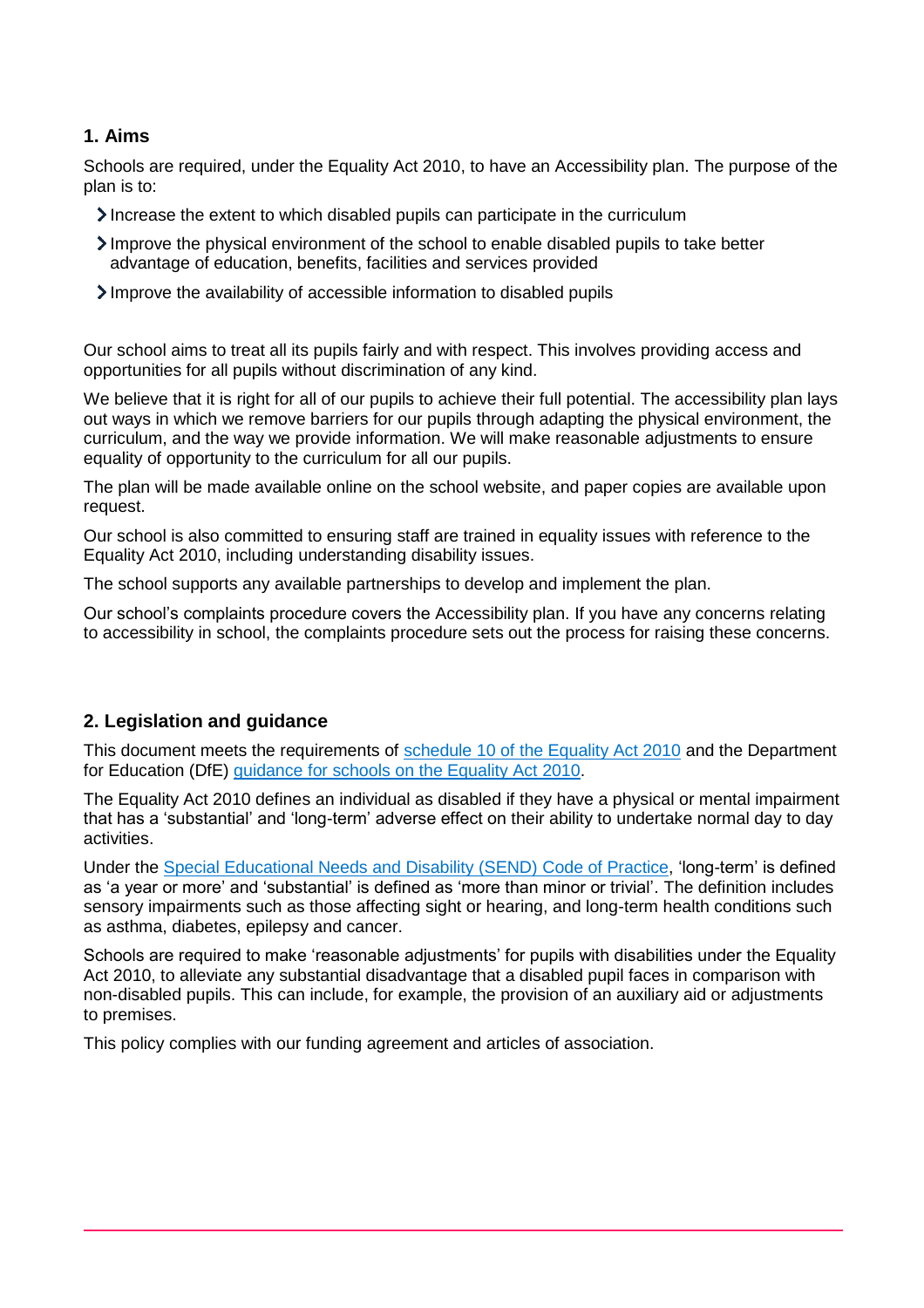## 1. Aims

Schools are required, under the Equality Act 2010, to have an Accessibility plan. The purpose of the plan is to:

- Increase the extent to which disabled pupils can participate in the curriculum
- Improve the physical environment of the school to enable disabled pupils to take better advantage of education, benefits, facilities and services provided
- Improve the availability of accessible information to disabled pupils

Our school aims to treat all its pupils fairly and with respect. This involves providing access and opportunities for all pupils without discrimination of any kind.

We believe that it is right for all of our pupils to achieve their full potential. The accessibility plan lays out ways in which we remove barriers for our pupils through adapting the physical environment, the curriculum, and the way we provide information. We will make reasonable adjustments to ensure equality of opportunity to the curriculum for all our pupils.

The plan will be made available online on the school website, and paper copies are available upon request.

Our school is also committed to ensuring staff are trained in equality issues with reference to the Equality Act 2010, including understanding disability issues.

The school supports any available partnerships to develop and implement the plan.

Our school's complaints procedure covers the Accessibility plan. If you have any concerns relating to accessibility in school, the complaints procedure sets out the process for raising these concerns.

## 2. Legislation and guidance

This document meets the requirements of schedule 10 of the Equality Act 2010 and the Department for Education (DfE) guidance for schools on the Equality Act 2010.

The Equality Act 2010 defines an individual as disabled if they have a physical or mental impairment that has a 'substantial' and 'long-term' adverse effect on their ability to undertake normal day to day activities.

Under the Special Educational Needs and Disability (SEND) Code of Practice, 'long-term' is defined as 'a year or more' and 'substantial' is defined as 'more than minor or trivial'. The definition includes sensory impairments such as those affecting sight or hearing, and long-term health conditions such as asthma, diabetes, epilepsy and cancer.

Schools are required to make 'reasonable adjustments' for pupils with disabilities under the Equality Act 2010, to alleviate any substantial disadvantage that a disabled pupil faces in comparison with non-disabled pupils. This can include, for example, the provision of an auxiliary aid or adjustments to premises.

This policy complies with our funding agreement and articles of association.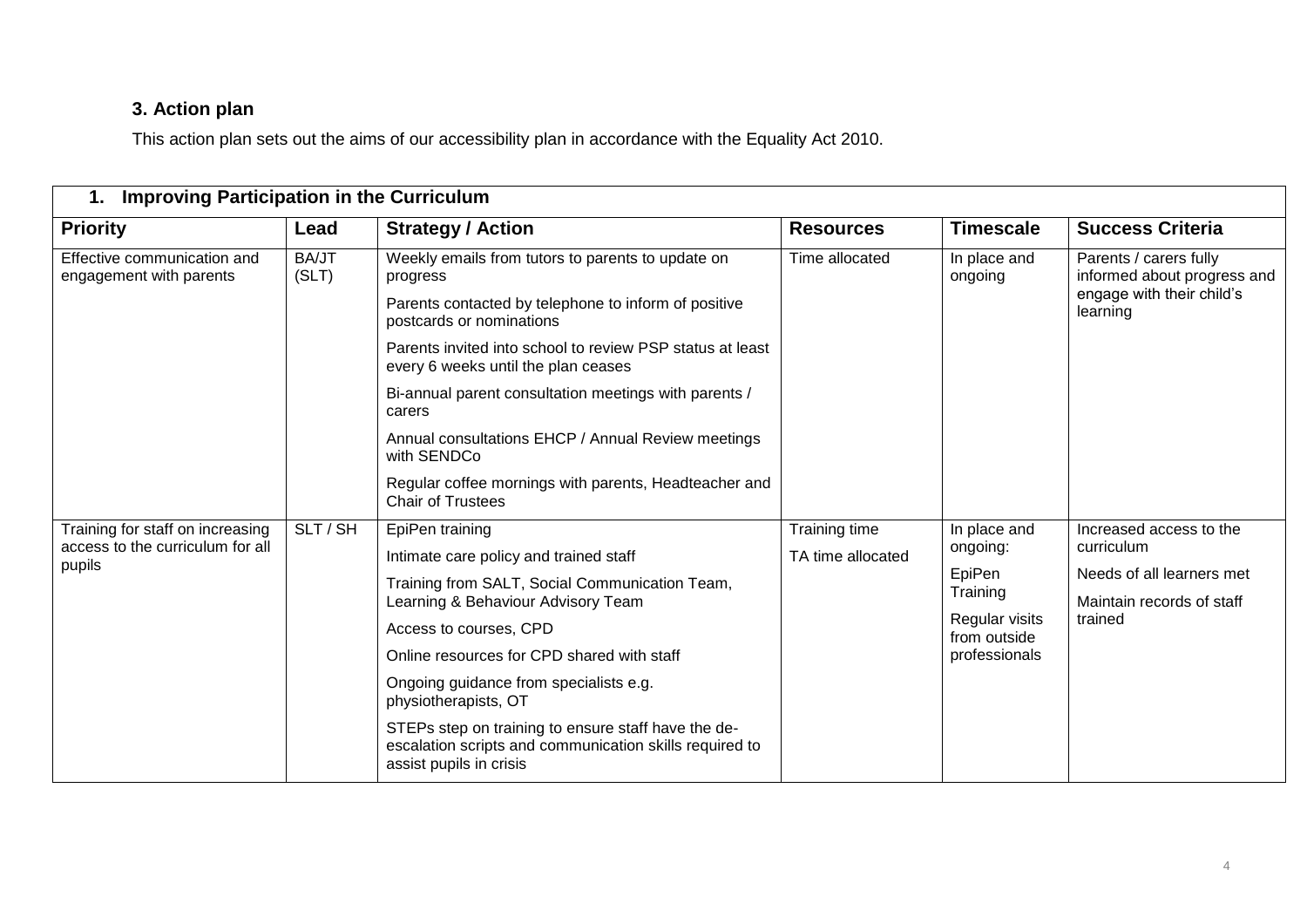## 3. Action plan

This action plan sets out the aims of our accessibility plan in accordance with the Equality Act 2010.

| **1. Improving Participation in the Curriculum** | | | | | |
|---|---|---|---|---|---|
| **Priority** | **Lead** | **Strategy / Action** | **Resources** | **Timescale** | **Success Criteria** |
| Effective communication and engagement with parents | BA/JT (SLT) | Weekly emails from tutors to parents to update on progress<br><br>Parents contacted by telephone to inform of positive postcards or nominations<br><br>Parents invited into school to review PSP status at least every 6 weeks until the plan ceases<br><br>Bi-annual parent consultation meetings with parents / carers<br><br>Annual consultations EHCP / Annual Review meetings with SENDCo<br><br>Regular coffee mornings with parents, Headteacher and Chair of Trustees | Time allocated | In place and ongoing | Parents / carers fully informed about progress and engage with their child's learning |
| Training for staff on increasing access to the curriculum for all pupils | SLT / SH | EpiPen training<br><br>Intimate care policy and trained staff<br><br>Training from SALT, Social Communication Team, Learning & Behaviour Advisory Team<br><br>Access to courses, CPD<br><br>Online resources for CPD shared with staff<br><br>Ongoing guidance from specialists e.g. physiotherapists, OT<br><br>STEPs step on training to ensure staff have the de-escalation scripts and communication skills required to assist pupils in crisis | Training time<br><br>TA time allocated | In place and ongoing:<br><br>EpiPen Training<br><br>Regular visits from outside professionals | Increased access to the curriculum<br><br>Needs of all learners met<br><br>Maintain records of staff trained |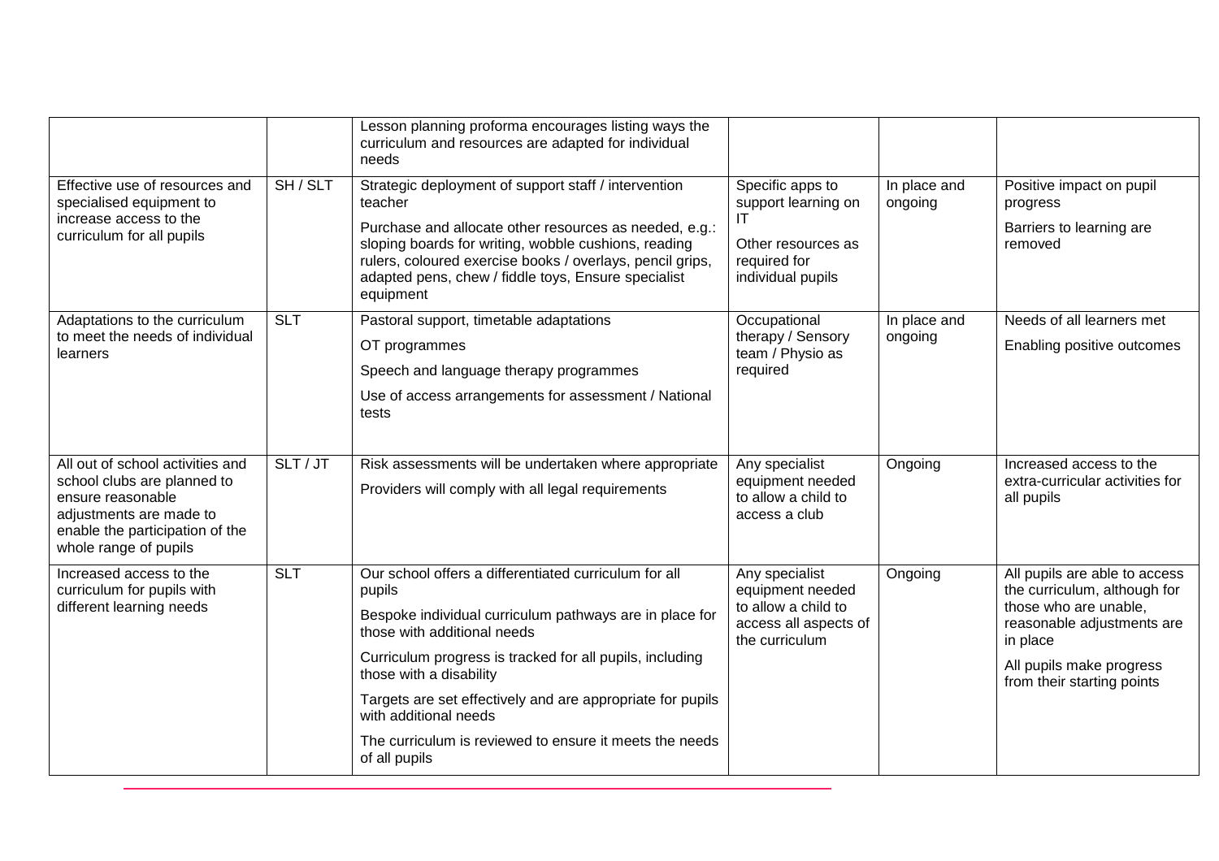| | | | | | |
|---|---|---|---|---|---|
| | | Lesson planning proforma encourages listing ways the curriculum and resources are adapted for individual needs | | | |
| Effective use of resources and specialised equipment to increase access to the curriculum for all pupils | SH / SLT | Strategic deployment of support staff / intervention teacher<br><br>Purchase and allocate other resources as needed, e.g.: sloping boards for writing, wobble cushions, reading rulers, coloured exercise books / overlays, pencil grips, adapted pens, chew / fiddle toys, Ensure specialist equipment | Specific apps to support learning on IT<br><br>Other resources as required for individual pupils | In place and ongoing | Positive impact on pupil progress<br><br>Barriers to learning are removed |
| Adaptations to the curriculum to meet the needs of individual learners | SLT | Pastoral support, timetable adaptations<br><br>OT programmes<br><br>Speech and language therapy programmes<br><br>Use of access arrangements for assessment / National tests | Occupational therapy / Sensory team / Physio as required | In place and ongoing | Needs of all learners met<br><br>Enabling positive outcomes |
| All out of school activities and school clubs are planned to ensure reasonable adjustments are made to enable the participation of the whole range of pupils | SLT / JT | Risk assessments will be undertaken where appropriate<br><br>Providers will comply with all legal requirements | Any specialist equipment needed to allow a child to access a club | Ongoing | Increased access to the extra-curricular activities for all pupils |
| Increased access to the curriculum for pupils with different learning needs | SLT | Our school offers a differentiated curriculum for all pupils<br><br>Bespoke individual curriculum pathways are in place for those with additional needs<br><br>Curriculum progress is tracked for all pupils, including those with a disability<br><br>Targets are set effectively and are appropriate for pupils with additional needs<br><br>The curriculum is reviewed to ensure it meets the needs of all pupils | Any specialist equipment needed to allow a child to access all aspects of the curriculum | Ongoing | All pupils are able to access the curriculum, although for those who are unable, reasonable adjustments are in place<br><br>All pupils make progress from their starting points |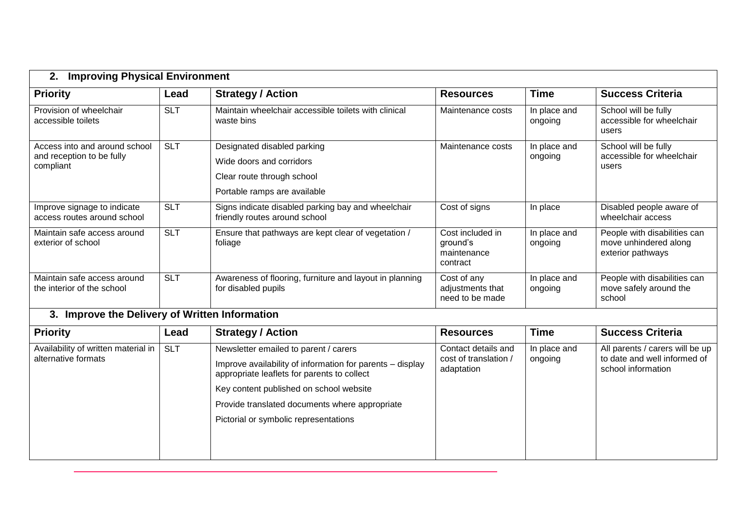## 2. Improving Physical Environment

| Priority | Lead | Strategy / Action | Resources | Time | Success Criteria |
|---|---|---|---|---|---|
| Provision of wheelchair accessible toilets | SLT | Maintain wheelchair accessible toilets with clinical waste bins | Maintenance costs | In place and ongoing | School will be fully accessible for wheelchair users |
| Access into and around school and reception to be fully compliant | SLT | Designated disabled parking<br>Wide doors and corridors<br>Clear route through school<br>Portable ramps are available | Maintenance costs | In place and ongoing | School will be fully accessible for wheelchair users |
| Improve signage to indicate access routes around school | SLT | Signs indicate disabled parking bay and wheelchair friendly routes around school | Cost of signs | In place | Disabled people aware of wheelchair access |
| Maintain safe access around exterior of school | SLT | Ensure that pathways are kept clear of vegetation / foliage | Cost included in ground's maintenance contract | In place and ongoing | People with disabilities can move unhindered along exterior pathways |
| Maintain safe access around the interior of the school | SLT | Awareness of flooring, furniture and layout in planning for disabled pupils | Cost of any adjustments that need to be made | In place and ongoing | People with disabilities can move safely around the school |

## 3. Improve the Delivery of Written Information

| Priority | Lead | Strategy / Action | Resources | Time | Success Criteria |
|---|---|---|---|---|---|
| Availability of written material in alternative formats | SLT | Newsletter emailed to parent / carers<br>Improve availability of information for parents – display appropriate leaflets for parents to collect<br>Key content published on school website<br>Provide translated documents where appropriate<br>Pictorial or symbolic representations | Contact details and cost of translation / adaptation | In place and ongoing | All parents / carers will be up to date and well informed of school information |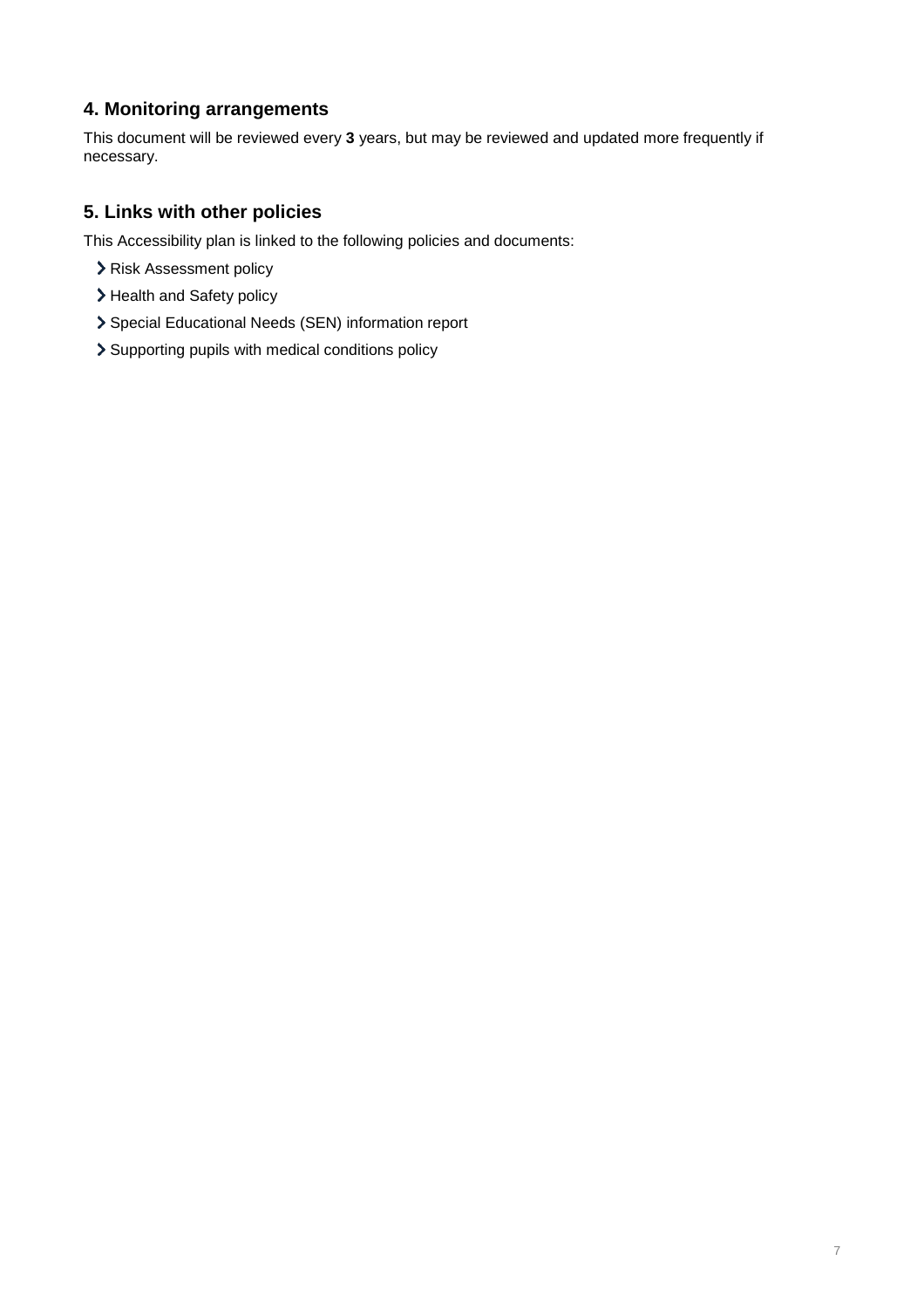## 4. Monitoring arrangements

This document will be reviewed every **3** years, but may be reviewed and updated more frequently if necessary.

## 5. Links with other policies

This Accessibility plan is linked to the following policies and documents:

- Risk Assessment policy
- Health and Safety policy
- Special Educational Needs (SEN) information report
- Supporting pupils with medical conditions policy